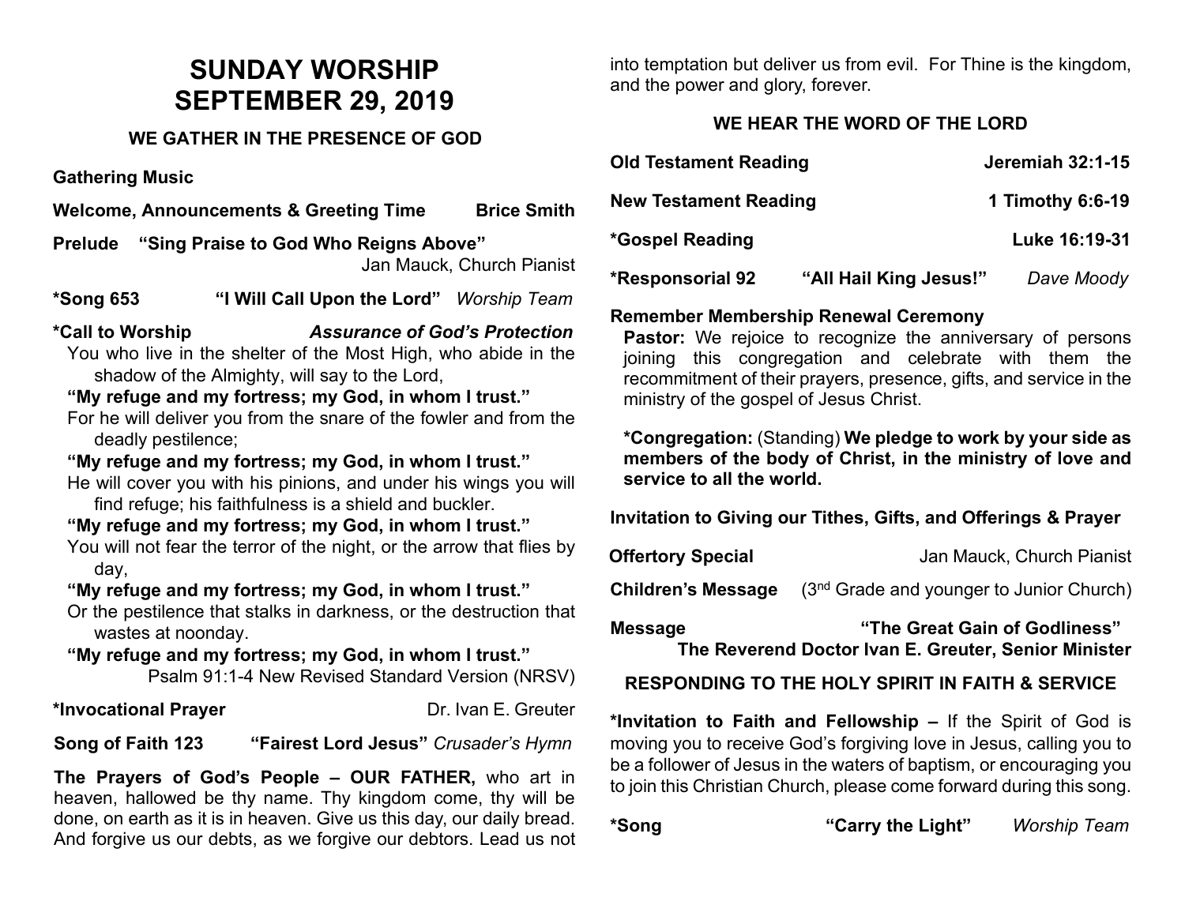# SUNDAY WORSHIP
# SEPTEMBER 29, 2019

### WE GATHER IN THE PRESENCE OF GOD

**Gathering Music**

**Welcome, Announcements & Greeting Time** **Brice Smith**

**Prelude "Sing Praise to God Who Reigns Above"**
Jan Mauck, Church Pianist

***Song 653 "I Will Call Upon the Lord"** *Worship Team*

***Call to Worship** ***Assurance of God's Protection***

You who live in the shelter of the Most High, who abide in the shadow of the Almighty, will say to the Lord,

**"My refuge and my fortress; my God, in whom I trust."**

For he will deliver you from the snare of the fowler and from the deadly pestilence;

**"My refuge and my fortress; my God, in whom I trust."**

He will cover you with his pinions, and under his wings you will find refuge; his faithfulness is a shield and buckler.

**"My refuge and my fortress; my God, in whom I trust."**

You will not fear the terror of the night, or the arrow that flies by day,

**"My refuge and my fortress; my God, in whom I trust."**

Or the pestilence that stalks in darkness, or the destruction that wastes at noonday.

**"My refuge and my fortress; my God, in whom I trust."**

Psalm 91:1-4 New Revised Standard Version (NRSV)

***Invocational Prayer** Dr. Ivan E. Greuter

**Song of Faith 123 "Fairest Lord Jesus"** *Crusader's Hymn*

**The Prayers of God's People – OUR FATHER,** who art in heaven, hallowed be thy name. Thy kingdom come, thy will be done, on earth as it is in heaven. Give us this day, our daily bread. And forgive us our debts, as we forgive our debtors. Lead us not into temptation but deliver us from evil. For Thine is the kingdom, and the power and glory, forever.

### WE HEAR THE WORD OF THE LORD

**Old Testament Reading** **Jeremiah 32:1-15**

**New Testament Reading** **1 Timothy 6:6-19**

***Gospel Reading** **Luke 16:19-31**

***Responsorial 92 "All Hail King Jesus!"** *Dave Moody*

**Remember Membership Renewal Ceremony**

**Pastor:** We rejoice to recognize the anniversary of persons joining this congregation and celebrate with them the recommitment of their prayers, presence, gifts, and service in the ministry of the gospel of Jesus Christ.

***Congregation:** (Standing) **We pledge to work by your side as members of the body of Christ, in the ministry of love and service to all the world.**

**Invitation to Giving our Tithes, Gifts, and Offerings & Prayer**

**Offertory Special** Jan Mauck, Church Pianist

**Children's Message** (3nd Grade and younger to Junior Church)

**Message** **"The Great Gain of Godliness"**
**The Reverend Doctor Ivan E. Greuter, Senior Minister**

### RESPONDING TO THE HOLY SPIRIT IN FAITH & SERVICE

***Invitation to Faith and Fellowship –** If the Spirit of God is moving you to receive God's forgiving love in Jesus, calling you to be a follower of Jesus in the waters of baptism, or encouraging you to join this Christian Church, please come forward during this song.

***Song "Carry the Light"** *Worship Team*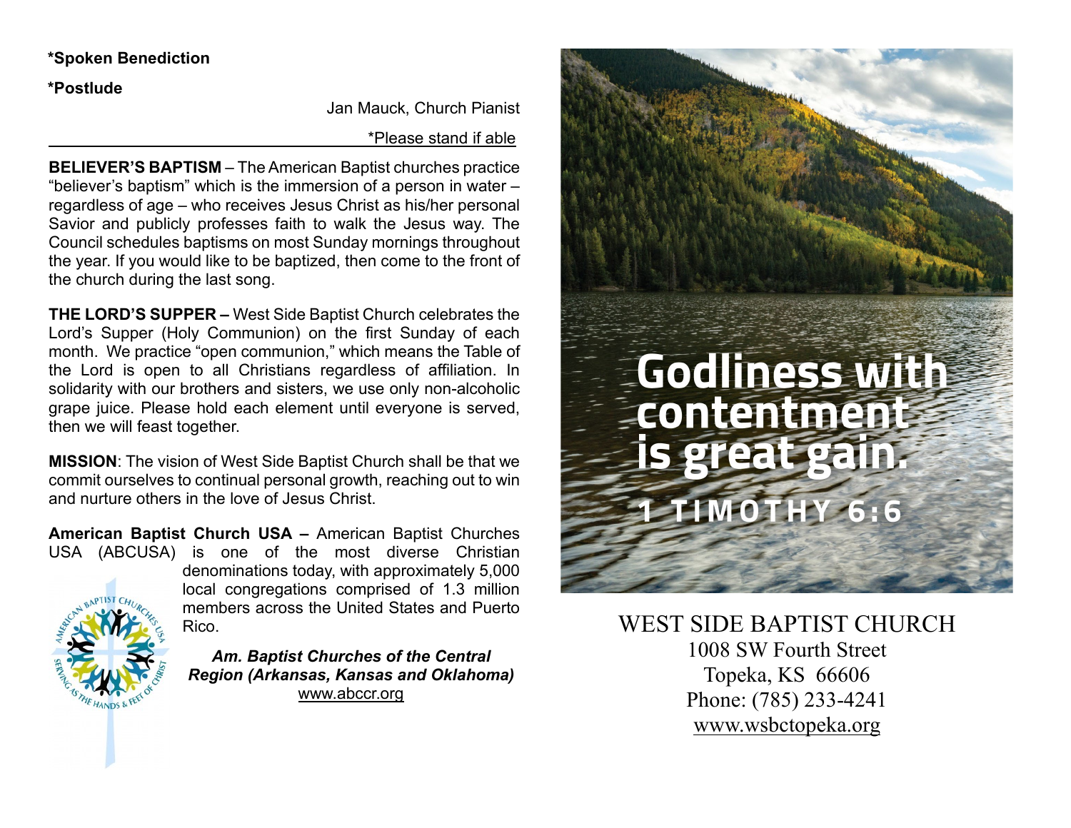**\*Spoken Benediction**

**\*Postlude**

Jan Mauck, Church Pianist

\*Please stand if able

**BELIEVER'S BAPTISM** – The American Baptist churches practice "believer's baptism" which is the immersion of a person in water – regardless of age – who receives Jesus Christ as his/her personal Savior and publicly professes faith to walk the Jesus way. The Council schedules baptisms on most Sunday mornings throughout the year. If you would like to be baptized, then come to the front of the church during the last song.

**THE LORD'S SUPPER –** West Side Baptist Church celebrates the Lord's Supper (Holy Communion) on the first Sunday of each month. We practice "open communion," which means the Table of the Lord is open to all Christians regardless of affiliation. In solidarity with our brothers and sisters, we use only non-alcoholic grape juice. Please hold each element until everyone is served, then we will feast together.

**MISSION**: The vision of West Side Baptist Church shall be that we commit ourselves to continual personal growth, reaching out to win and nurture others in the love of Jesus Christ.

**American Baptist Church USA –** American Baptist Churches USA (ABCUSA) is one of the most diverse Christian denominations today, with approximately 5,000 local congregations comprised of 1.3 million members across the United States and Puerto Rico.

***Am. Baptist Churches of the Central Region (Arkansas, Kansas and Oklahoma)***
www.abccr.org

Godliness with contentment is great gain.
1 TIMOTHY 6:6

WEST SIDE BAPTIST CHURCH
1008 SW Fourth Street
Topeka, KS 66606
Phone: (785) 233-4241
www.wsbctopeka.org